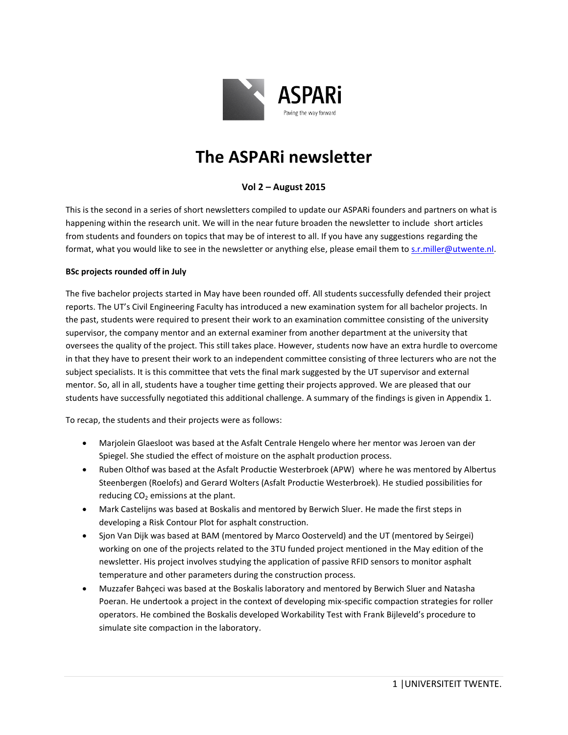ASPARi

Paving the way forward

# The ASPARi newsletter

### Vol 2 – August 2015

This is the second in a series of short newsletters compiled to update our ASPARi founders and partners on what is happening within the research unit. We will in the near future broaden the newsletter to include short articles from students and founders on topics that may be of interest to all. If you have any suggestions regarding the format, what you would like to see in the newsletter or anything else, please email them to s.r.miller@utwente.nl.

**BSc projects rounded off in July**

The five bachelor projects started in May have been rounded off. All students successfully defended their project reports. The UT's Civil Engineering Faculty has introduced a new examination system for all bachelor projects. In the past, students were required to present their work to an examination committee consisting of the university supervisor, the company mentor and an external examiner from another department at the university that oversees the quality of the project. This still takes place. However, students now have an extra hurdle to overcome in that they have to present their work to an independent committee consisting of three lecturers who are not the subject specialists. It is this committee that vets the final mark suggested by the UT supervisor and external mentor. So, all in all, students have a tougher time getting their projects approved. We are pleased that our students have successfully negotiated this additional challenge. A summary of the findings is given in Appendix 1.

To recap, the students and their projects were as follows:

- Marjolein Glaesloot was based at the Asfalt Centrale Hengelo where her mentor was Jeroen van der Spiegel. She studied the effect of moisture on the asphalt production process.
- Ruben Olthof was based at the Asfalt Productie Westerbroek (APW) where he was mentored by Albertus Steenbergen (Roelofs) and Gerard Wolters (Asfalt Productie Westerbroek). He studied possibilities for reducing $CO_2$ emissions at the plant.
- Mark Castelijns was based at Boskalis and mentored by Berwich Sluer. He made the first steps in developing a Risk Contour Plot for asphalt construction.
- Sjon Van Dijk was based at BAM (mentored by Marco Oosterveld) and the UT (mentored by Seirgei) working on one of the projects related to the 3TU funded project mentioned in the May edition of the newsletter. His project involves studying the application of passive RFID sensors to monitor asphalt temperature and other parameters during the construction process.
- Muzzafer Bahçeci was based at the Boskalis laboratory and mentored by Berwich Sluer and Natasha Poeran. He undertook a project in the context of developing mix-specific compaction strategies for roller operators. He combined the Boskalis developed Workability Test with Frank Bijleveld's procedure to simulate site compaction in the laboratory.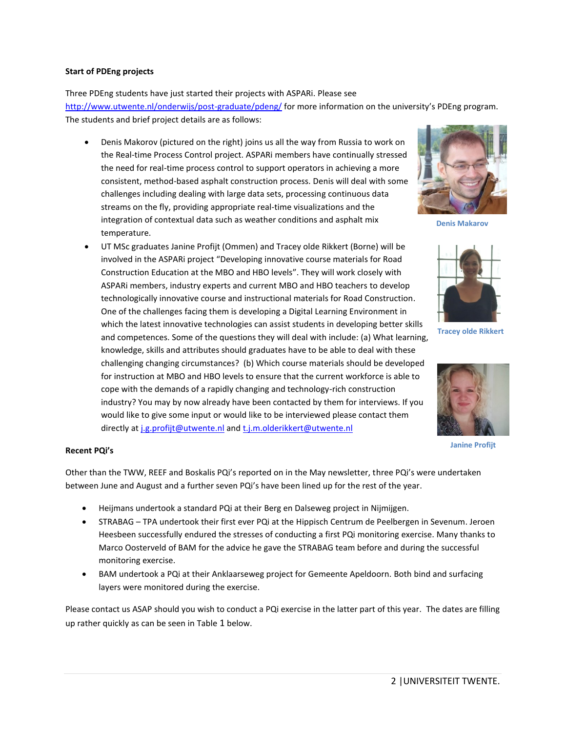**Start of PDEng projects**

Three PDEng students have just started their projects with ASPARi. Please see http://www.utwente.nl/onderwijs/post-graduate/pdeng/ for more information on the university's PDEng program. The students and brief project details are as follows:

- Denis Makorov (pictured on the right) joins us all the way from Russia to work on the Real-time Process Control project. ASPARi members have continually stressed the need for real-time process control to support operators in achieving a more consistent, method-based asphalt construction process. Denis will deal with some challenges including dealing with large data sets, processing continuous data streams on the fly, providing appropriate real-time visualizations and the integration of contextual data such as weather conditions and asphalt mix temperature.
- UT MSc graduates Janine Profijt (Ommen) and Tracey olde Rikkert (Borne) will be involved in the ASPARi project "Developing innovative course materials for Road Construction Education at the MBO and HBO levels". They will work closely with ASPARi members, industry experts and current MBO and HBO teachers to develop technologically innovative course and instructional materials for Road Construction. One of the challenges facing them is developing a Digital Learning Environment in which the latest innovative technologies can assist students in developing better skills and competences. Some of the questions they will deal with include: (a) What learning, knowledge, skills and attributes should graduates have to be able to deal with these challenging changing circumstances? (b) Which course materials should be developed for instruction at MBO and HBO levels to ensure that the current workforce is able to cope with the demands of a rapidly changing and technology-rich construction industry? You may by now already have been contacted by them for interviews. If you would like to give some input or would like to be interviewed please contact them directly at j.g.profijt@utwente.nl and t.j.m.olderikkert@utwente.nl

Denis Makarov

Tracey olde Rikkert

Janine Profijt

**Recent PQi's**

Other than the TWW, REEF and Boskalis PQi's reported on in the May newsletter, three PQi's were undertaken between June and August and a further seven PQi's have been lined up for the rest of the year.

- Heijmans undertook a standard PQi at their Berg en Dalseweg project in Nijmijgen.
- STRABAG – TPA undertook their first ever PQi at the Hippisch Centrum de Peelbergen in Sevenum. Jeroen Heesbeen successfully endured the stresses of conducting a first PQi monitoring exercise. Many thanks to Marco Oosterveld of BAM for the advice he gave the STRABAG team before and during the successful monitoring exercise.
- BAM undertook a PQi at their Anklaarseweg project for Gemeente Apeldoorn. Both bind and surfacing layers were monitored during the exercise.

Please contact us ASAP should you wish to conduct a PQi exercise in the latter part of this year. The dates are filling up rather quickly as can be seen in Table 1 below.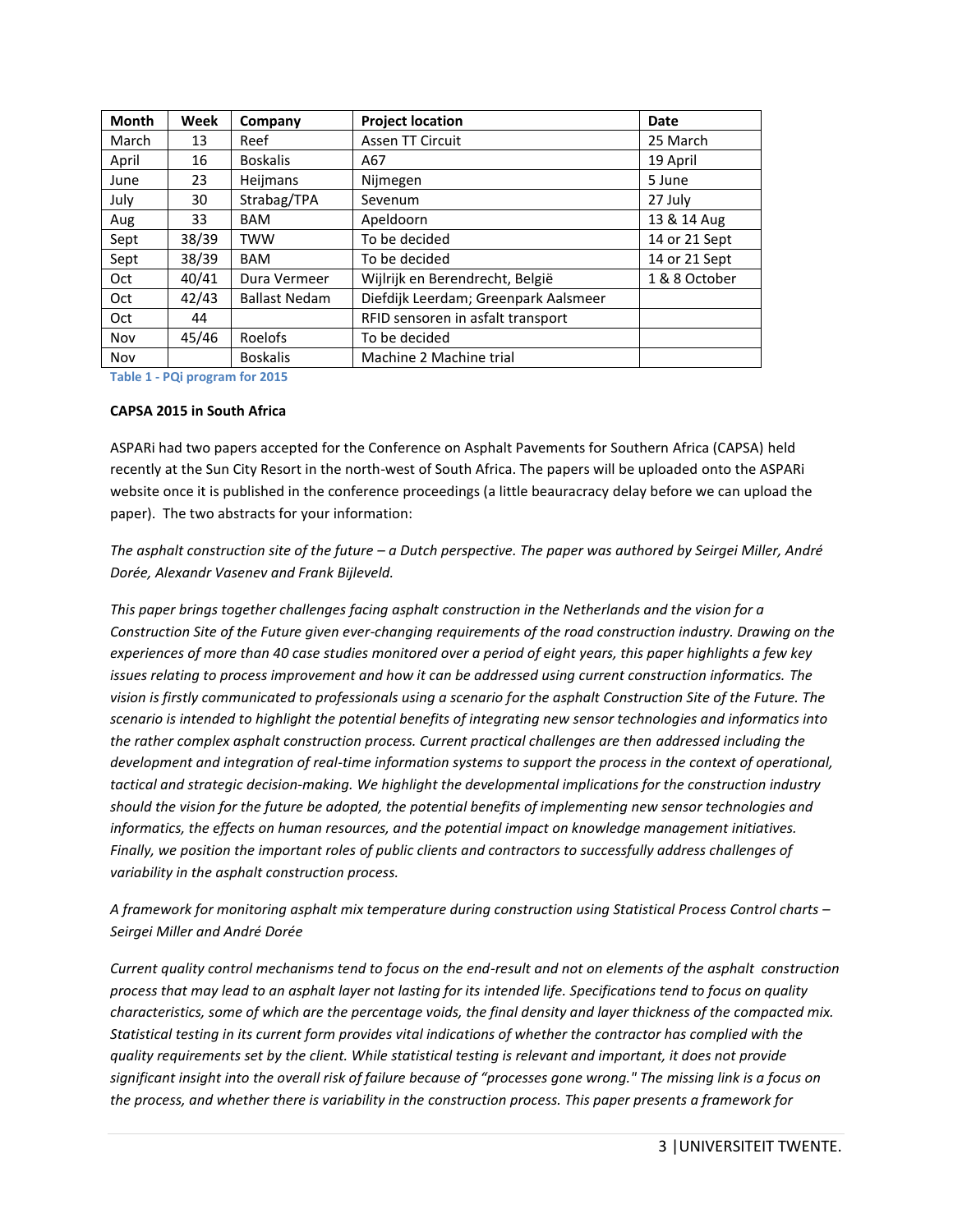| Month | Week | Company | Project location | Date |
| --- | --- | --- | --- | --- |
| March | 13 | Reef | Assen TT Circuit | 25 March |
| April | 16 | Boskalis | A67 | 19 April |
| June | 23 | Heijmans | Nijmegen | 5 June |
| July | 30 | Strabag/TPA | Sevenum | 27 July |
| Aug | 33 | BAM | Apeldoorn | 13 & 14 Aug |
| Sept | 38/39 | TWW | To be decided | 14 or 21 Sept |
| Sept | 38/39 | BAM | To be decided | 14 or 21 Sept |
| Oct | 40/41 | Dura Vermeer | Wijlrijk en Berendrecht, België | 1 & 8 October |
| Oct | 42/43 | Ballast Nedam | Diefdijk Leerdam; Greenpark Aalsmeer | |
| Oct | 44 | | RFID sensoren in asfalt transport | |
| Nov | 45/46 | Roelofs | To be decided | |
| Nov | | Boskalis | Machine 2 Machine trial | |

**Table 1 - PQi program for 2015**

**CAPSA 2015 in South Africa**

ASPARi had two papers accepted for the Conference on Asphalt Pavements for Southern Africa (CAPSA) held recently at the Sun City Resort in the north-west of South Africa. The papers will be uploaded onto the ASPARi website once it is published in the conference proceedings (a little beauracracy delay before we can upload the paper). The two abstracts for your information:

*The asphalt construction site of the future – a Dutch perspective. The paper was authored by Seirgei Miller, André Dorée, Alexandr Vasenev and Frank Bijleveld.*

*This paper brings together challenges facing asphalt construction in the Netherlands and the vision for a Construction Site of the Future given ever-changing requirements of the road construction industry. Drawing on the experiences of more than 40 case studies monitored over a period of eight years, this paper highlights a few key issues relating to process improvement and how it can be addressed using current construction informatics. The vision is firstly communicated to professionals using a scenario for the asphalt Construction Site of the Future. The scenario is intended to highlight the potential benefits of integrating new sensor technologies and informatics into the rather complex asphalt construction process. Current practical challenges are then addressed including the development and integration of real-time information systems to support the process in the context of operational, tactical and strategic decision-making. We highlight the developmental implications for the construction industry should the vision for the future be adopted, the potential benefits of implementing new sensor technologies and informatics, the effects on human resources, and the potential impact on knowledge management initiatives. Finally, we position the important roles of public clients and contractors to successfully address challenges of variability in the asphalt construction process.*

*A framework for monitoring asphalt mix temperature during construction using Statistical Process Control charts – Seirgei Miller and André Dorée*

*Current quality control mechanisms tend to focus on the end-result and not on elements of the asphalt construction process that may lead to an asphalt layer not lasting for its intended life. Specifications tend to focus on quality characteristics, some of which are the percentage voids, the final density and layer thickness of the compacted mix. Statistical testing in its current form provides vital indications of whether the contractor has complied with the quality requirements set by the client. While statistical testing is relevant and important, it does not provide significant insight into the overall risk of failure because of "processes gone wrong." The missing link is a focus on the process, and whether there is variability in the construction process. This paper presents a framework for*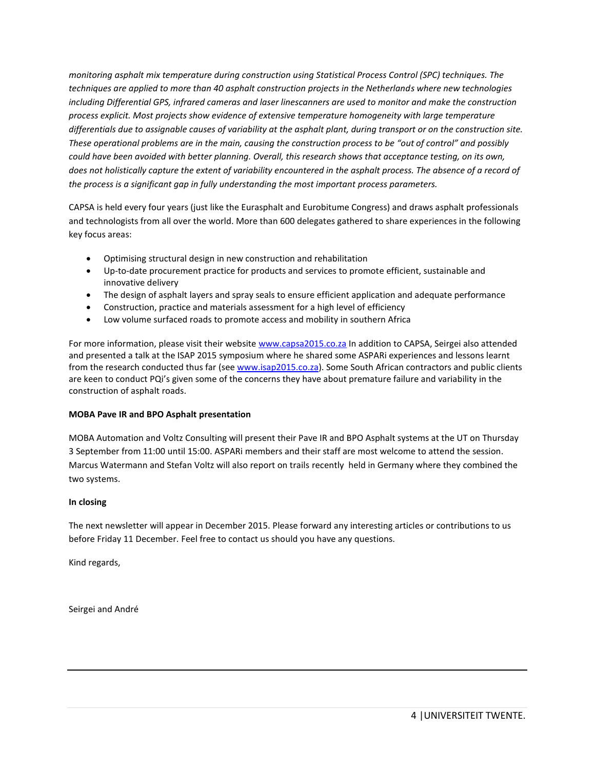*monitoring asphalt mix temperature during construction using Statistical Process Control (SPC) techniques. The techniques are applied to more than 40 asphalt construction projects in the Netherlands where new technologies including Differential GPS, infrared cameras and laser linescanners are used to monitor and make the construction process explicit. Most projects show evidence of extensive temperature homogeneity with large temperature differentials due to assignable causes of variability at the asphalt plant, during transport or on the construction site. These operational problems are in the main, causing the construction process to be "out of control" and possibly could have been avoided with better planning. Overall, this research shows that acceptance testing, on its own, does not holistically capture the extent of variability encountered in the asphalt process. The absence of a record of the process is a significant gap in fully understanding the most important process parameters.*

CAPSA is held every four years (just like the Eurasphalt and Eurobitume Congress) and draws asphalt professionals and technologists from all over the world. More than 600 delegates gathered to share experiences in the following key focus areas:

- Optimising structural design in new construction and rehabilitation
- Up-to-date procurement practice for products and services to promote efficient, sustainable and innovative delivery
- The design of asphalt layers and spray seals to ensure efficient application and adequate performance
- Construction, practice and materials assessment for a high level of efficiency
- Low volume surfaced roads to promote access and mobility in southern Africa

For more information, please visit their website www.capsa2015.co.za In addition to CAPSA, Seirgei also attended and presented a talk at the ISAP 2015 symposium where he shared some ASPARi experiences and lessons learnt from the research conducted thus far (see www.isap2015.co.za). Some South African contractors and public clients are keen to conduct PQi's given some of the concerns they have about premature failure and variability in the construction of asphalt roads.

**MOBA Pave IR and BPO Asphalt presentation**

MOBA Automation and Voltz Consulting will present their Pave IR and BPO Asphalt systems at the UT on Thursday 3 September from 11:00 until 15:00. ASPARi members and their staff are most welcome to attend the session. Marcus Watermann and Stefan Voltz will also report on trails recently held in Germany where they combined the two systems.

**In closing**

The next newsletter will appear in December 2015. Please forward any interesting articles or contributions to us before Friday 11 December. Feel free to contact us should you have any questions.

Kind regards,

Seirgei and André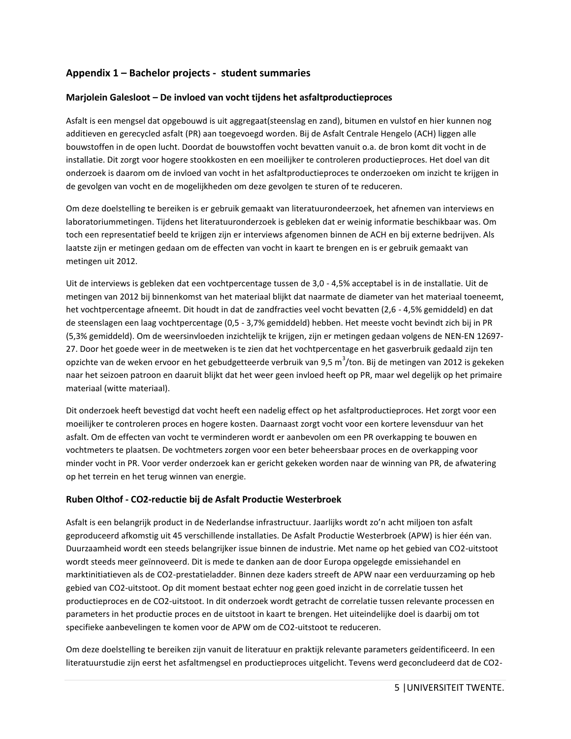## Appendix 1 – Bachelor projects - student summaries

### Marjolein Galesloot – De invloed van vocht tijdens het asfaltproductieproces

Asfalt is een mengsel dat opgebouwd is uit aggregaat(steenslag en zand), bitumen en vulstof en hier kunnen nog additieven en gerecycled asfalt (PR) aan toegevoegd worden. Bij de Asfalt Centrale Hengelo (ACH) liggen alle bouwstoffen in de open lucht. Doordat de bouwstoffen vocht bevatten vanuit o.a. de bron komt dit vocht in de installatie. Dit zorgt voor hogere stookkosten en een moeilijker te controleren productieproces. Het doel van dit onderzoek is daarom om de invloed van vocht in het asfaltproductieproces te onderzoeken om inzicht te krijgen in de gevolgen van vocht en de mogelijkheden om deze gevolgen te sturen of te reduceren.

Om deze doelstelling te bereiken is er gebruik gemaakt van literatuurondeerzoek, het afnemen van interviews en laboratoriummetingen. Tijdens het literatuuronderzoek is gebleken dat er weinig informatie beschikbaar was. Om toch een representatief beeld te krijgen zijn er interviews afgenomen binnen de ACH en bij externe bedrijven. Als laatste zijn er metingen gedaan om de effecten van vocht in kaart te brengen en is er gebruik gemaakt van metingen uit 2012.

Uit de interviews is gebleken dat een vochtpercentage tussen de 3,0 - 4,5% acceptabel is in de installatie. Uit de metingen van 2012 bij binnenkomst van het materiaal blijkt dat naarmate de diameter van het materiaal toeneemt, het vochtpercentage afneemt. Dit houdt in dat de zandfracties veel vocht bevatten (2,6 - 4,5% gemiddeld) en dat de steenslagen een laag vochtpercentage (0,5 - 3,7% gemiddeld) hebben. Het meeste vocht bevindt zich bij in PR (5,3% gemiddeld). Om de weersinvloeden inzichtelijk te krijgen, zijn er metingen gedaan volgens de NEN-EN 12697-27. Door het goede weer in de meetweken is te zien dat het vochtpercentage en het gasverbruik gedaald zijn ten opzichte van de weken ervoor en het gebudgetteerde verbruik van 9,5 $m^3$/ton. Bij de metingen van 2012 is gekeken naar het seizoen patroon en daaruit blijkt dat het weer geen invloed heeft op PR, maar wel degelijk op het primaire materiaal (witte materiaal).

Dit onderzoek heeft bevestigd dat vocht heeft een nadelig effect op het asfaltproductieproces. Het zorgt voor een moeilijker te controleren proces en hogere kosten. Daarnaast zorgt vocht voor een kortere levensduur van het asfalt. Om de effecten van vocht te verminderen wordt er aanbevolen om een PR overkapping te bouwen en vochtmeters te plaatsen. De vochtmeters zorgen voor een beter beheersbaar proces en de overkapping voor minder vocht in PR. Voor verder onderzoek kan er gericht gekeken worden naar de winning van PR, de afwatering op het terrein en het terug winnen van energie.

### Ruben Olthof - CO2-reductie bij de Asfalt Productie Westerbroek

Asfalt is een belangrijk product in de Nederlandse infrastructuur. Jaarlijks wordt zo'n acht miljoen ton asfalt geproduceerd afkomstig uit 45 verschillende installaties. De Asfalt Productie Westerbroek (APW) is hier één van. Duurzaamheid wordt een steeds belangrijker issue binnen de industrie. Met name op het gebied van CO2-uitstoot wordt steeds meer geïnnoveerd. Dit is mede te danken aan de door Europa opgelegde emissiehandel en marktinitiatieven als de CO2-prestatieladder. Binnen deze kaders streeft de APW naar een verduurzaming op heb gebied van CO2-uitstoot. Op dit moment bestaat echter nog geen goed inzicht in de correlatie tussen het productieproces en de CO2-uitstoot. In dit onderzoek wordt getracht de correlatie tussen relevante processen en parameters in het productie proces en de uitstoot in kaart te brengen. Het uiteindelijke doel is daarbij om tot specifieke aanbevelingen te komen voor de APW om de CO2-uitstoot te reduceren.

Om deze doelstelling te bereiken zijn vanuit de literatuur en praktijk relevante parameters geïdentificeerd. In een literatuurstudie zijn eerst het asfaltmengsel en productieproces uitgelicht. Tevens werd geconcludeerd dat de CO2-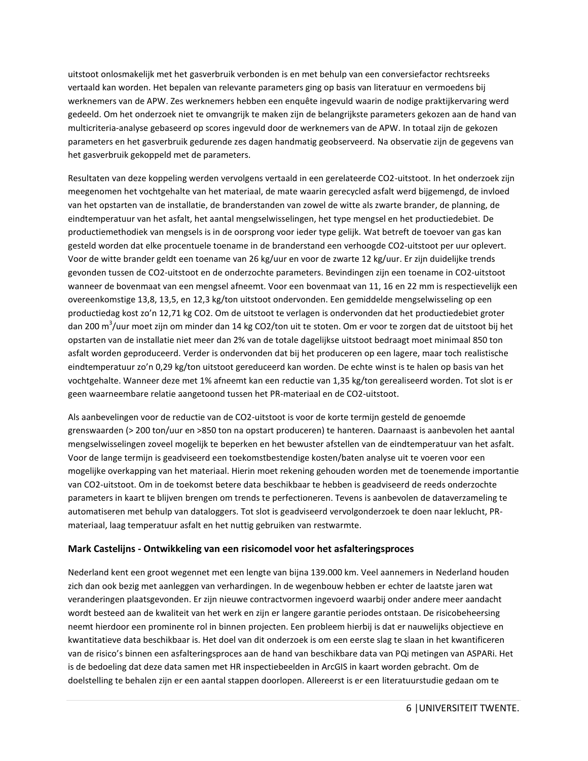uitstoot onlosmakelijk met het gasverbruik verbonden is en met behulp van een conversiefactor rechtsreeks vertaald kan worden. Het bepalen van relevante parameters ging op basis van literatuur en vermoedens bij werknemers van de APW. Zes werknemers hebben een enquête ingevuld waarin de nodige praktijkervaring werd gedeeld. Om het onderzoek niet te omvangrijk te maken zijn de belangrijkste parameters gekozen aan de hand van multicriteria-analyse gebaseerd op scores ingevuld door de werknemers van de APW. In totaal zijn de gekozen parameters en het gasverbruik gedurende zes dagen handmatig geobserveerd. Na observatie zijn de gegevens van het gasverbruik gekoppeld met de parameters.

Resultaten van deze koppeling werden vervolgens vertaald in een gerelateerde $CO_2$-uitstoot. In het onderzoek zijn meegenomen het vochtgehalte van het materiaal, de mate waarin gerecycled asfalt werd bijgemengd, de invloed van het opstarten van de installatie, de branderstanden van zowel de witte als zwarte brander, de planning, de eindtemperatuur van het asfalt, het aantal mengselwisselingen, het type mengsel en het productiedebiet. De productiemethodiek van mengsels is in de oorsprong voor ieder type gelijk. Wat betreft de toevoer van gas kan gesteld worden dat elke procentuele toename in de branderstand een verhoogde $CO_2$-uitstoot per uur oplevert. Voor de witte brander geldt een toename van 26 kg/uur en voor de zwarte 12 kg/uur. Er zijn duidelijke trends gevonden tussen de $CO_2$-uitstoot en de onderzochte parameters. Bevindingen zijn een toename in $CO_2$-uitstoot wanneer de bovenmaat van een mengsel afneemt. Voor een bovenmaat van 11, 16 en 22 mm is respectievelijk een overeenkomstige 13,8, 13,5, en 12,3 kg/ton uitstoot ondervonden. Een gemiddelde mengselwisseling op een productiedag kost zo'n 12,71 kg $CO_2$. Om de uitstoot te verlagen is ondervonden dat het productiedebiet groter dan 200 $m^3$/uur moet zijn om minder dan 14 kg $CO_2$/ton uit te stoten. Om er voor te zorgen dat de uitstoot bij het opstarten van de installatie niet meer dan 2% van de totale dagelijkse uitstoot bedraagt moet minimaal 850 ton asfalt worden geproduceerd. Verder is ondervonden dat bij het produceren op een lagere, maar toch realistische eindtemperatuur zo'n 0,29 kg/ton uitstoot gereduceerd kan worden. De echte winst is te halen op basis van het vochtgehalte. Wanneer deze met 1% afneemt kan een reductie van 1,35 kg/ton gerealiseerd worden. Tot slot is er geen waarneembare relatie aangetoond tussen het PR-materiaal en de $CO_2$-uitstoot.

Als aanbevelingen voor de reductie van de $CO_2$-uitstoot is voor de korte termijn gesteld de genoemde grenswaarden (> 200 ton/uur en >850 ton na opstart produceren) te hanteren. Daarnaast is aanbevolen het aantal mengselwisselingen zoveel mogelijk te beperken en het bewuster afstellen van de eindtemperatuur van het asfalt. Voor de lange termijn is geadviseerd een toekomstbestendige kosten/baten analyse uit te voeren voor een mogelijke overkapping van het materiaal. Hierin moet rekening gehouden worden met de toenemende importantie van $CO_2$-uitstoot. Om in de toekomst betere data beschikbaar te hebben is geadviseerd de reeds onderzochte parameters in kaart te blijven brengen om trends te perfectioneren. Tevens is aanbevolen de dataverzameling te automatiseren met behulp van dataloggers. Tot slot is geadviseerd vervolgonderzoek te doen naar leklucht, PR-materiaal, laag temperatuur asfalt en het nuttig gebruiken van restwarmte.

### Mark Castelijns - Ontwikkeling van een risicomodel voor het asfalteringsproces

Nederland kent een groot wegennet met een lengte van bijna 139.000 km. Veel aannemers in Nederland houden zich dan ook bezig met aanleggen van verhardingen. In de wegenbouw hebben er echter de laatste jaren wat veranderingen plaatsgevonden. Er zijn nieuwe contractvormen ingevoerd waarbij onder andere meer aandacht wordt besteed aan de kwaliteit van het werk en zijn er langere garantie periodes ontstaan. De risicobeheersing neemt hierdoor een prominente rol in binnen projecten. Een probleem hierbij is dat er nauwelijks objectieve en kwantitatieve data beschikbaar is. Het doel van dit onderzoek is om een eerste slag te slaan in het kwantificeren van de risico's binnen een asfalteringsproces aan de hand van beschikbare data van PQi metingen van ASPARi. Het is de bedoeling dat deze data samen met HR inspectiebeelden in ArcGIS in kaart worden gebracht. Om de doelstelling te behalen zijn er een aantal stappen doorlopen. Allereerst is er een literatuurstudie gedaan om te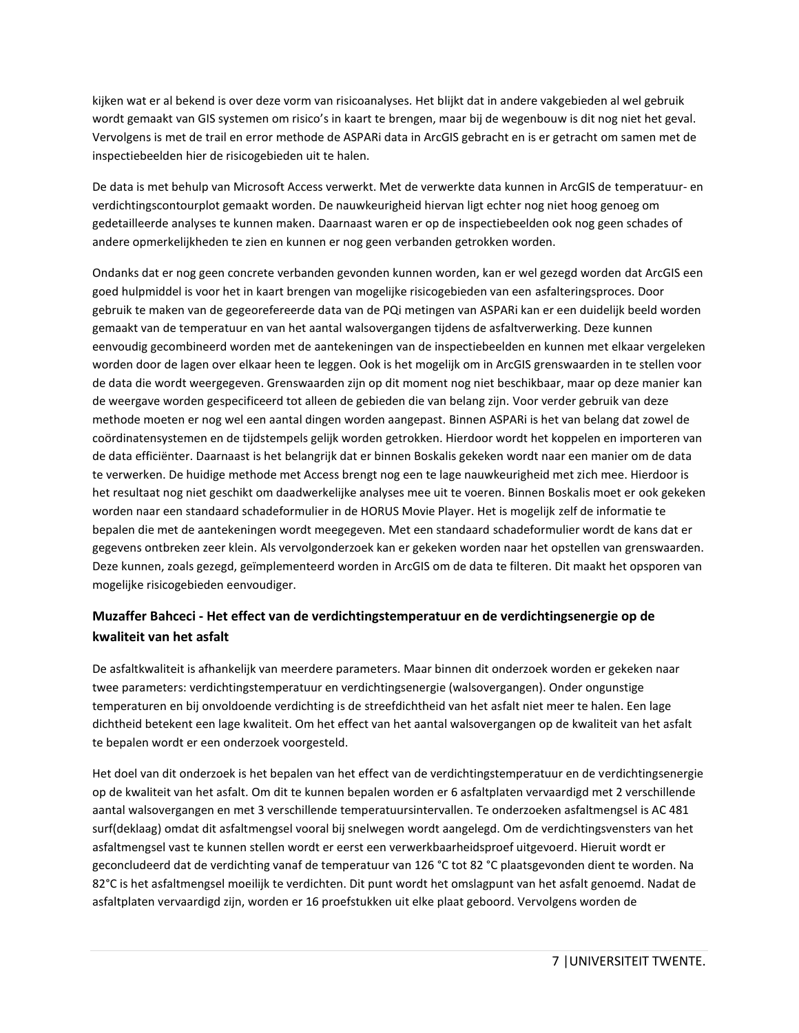kijken wat er al bekend is over deze vorm van risicoanalyses. Het blijkt dat in andere vakgebieden al wel gebruik wordt gemaakt van GIS systemen om risico's in kaart te brengen, maar bij de wegenbouw is dit nog niet het geval. Vervolgens is met de trail en error methode de ASPARi data in ArcGIS gebracht en is er getracht om samen met de inspectiebeelden hier de risicogebieden uit te halen.

De data is met behulp van Microsoft Access verwerkt. Met de verwerkte data kunnen in ArcGIS de temperatuur- en verdichtingscontourplot gemaakt worden. De nauwkeurigheid hiervan ligt echter nog niet hoog genoeg om gedetailleerde analyses te kunnen maken. Daarnaast waren er op de inspectiebeelden ook nog geen schades of andere opmerkelijkheden te zien en kunnen er nog geen verbanden getrokken worden.

Ondanks dat er nog geen concrete verbanden gevonden kunnen worden, kan er wel gezegd worden dat ArcGIS een goed hulpmiddel is voor het in kaart brengen van mogelijke risicogebieden van een asfalteringsproces. Door gebruik te maken van de gegeorefereerde data van de PQi metingen van ASPARi kan er een duidelijk beeld worden gemaakt van de temperatuur en van het aantal walsovergangen tijdens de asfaltverwerking. Deze kunnen eenvoudig gecombineerd worden met de aantekeningen van de inspectiebeelden en kunnen met elkaar vergeleken worden door de lagen over elkaar heen te leggen. Ook is het mogelijk om in ArcGIS grenswaarden in te stellen voor de data die wordt weergegeven. Grenswaarden zijn op dit moment nog niet beschikbaar, maar op deze manier kan de weergave worden gespecificeerd tot alleen de gebieden die van belang zijn. Voor verder gebruik van deze methode moeten er nog wel een aantal dingen worden aangepast. Binnen ASPARi is het van belang dat zowel de coördinatensystemen en de tijdstempels gelijk worden getrokken. Hierdoor wordt het koppelen en importeren van de data efficiënter. Daarnaast is het belangrijk dat er binnen Boskalis gekeken wordt naar een manier om de data te verwerken. De huidige methode met Access brengt nog een te lage nauwkeurigheid met zich mee. Hierdoor is het resultaat nog niet geschikt om daadwerkelijke analyses mee uit te voeren. Binnen Boskalis moet er ook gekeken worden naar een standaard schadeformulier in de HORUS Movie Player. Het is mogelijk zelf de informatie te bepalen die met de aantekeningen wordt meegegeven. Met een standaard schadeformulier wordt de kans dat er gegevens ontbreken zeer klein. Als vervolgonderzoek kan er gekeken worden naar het opstellen van grenswaarden. Deze kunnen, zoals gezegd, geïmplementeerd worden in ArcGIS om de data te filteren. Dit maakt het opsporen van mogelijke risicogebieden eenvoudiger.

### Muzaffer Bahceci - Het effect van de verdichtingstemperatuur en de verdichtingsenergie op de kwaliteit van het asfalt

De asfaltkwaliteit is afhankelijk van meerdere parameters. Maar binnen dit onderzoek worden er gekeken naar twee parameters: verdichtingstemperatuur en verdichtingsenergie (walsovergangen). Onder ongunstige temperaturen en bij onvoldoende verdichting is de streefdichtheid van het asfalt niet meer te halen. Een lage dichtheid betekent een lage kwaliteit. Om het effect van het aantal walsovergangen op de kwaliteit van het asfalt te bepalen wordt er een onderzoek voorgesteld.

Het doel van dit onderzoek is het bepalen van het effect van de verdichtingstemperatuur en de verdichtingsenergie op de kwaliteit van het asfalt. Om dit te kunnen bepalen worden er 6 asfaltplaten vervaardigd met 2 verschillende aantal walsovergangen en met 3 verschillende temperatuursintervallen. Te onderzoeken asfaltmengsel is AC 481 surf(deklaag) omdat dit asfaltmengsel vooral bij snelwegen wordt aangelegd. Om de verdichtingsvensters van het asfaltmengsel vast te kunnen stellen wordt er eerst een verwerkbaarheidsproef uitgevoerd. Hieruit wordt er geconcludeerd dat de verdichting vanaf de temperatuur van 126 °C tot 82 °C plaatsgevonden dient te worden. Na 82°C is het asfaltmengsel moeilijk te verdichten. Dit punt wordt het omslagpunt van het asfalt genoemd. Nadat de asfaltplaten vervaardigd zijn, worden er 16 proefstukken uit elke plaat geboord. Vervolgens worden de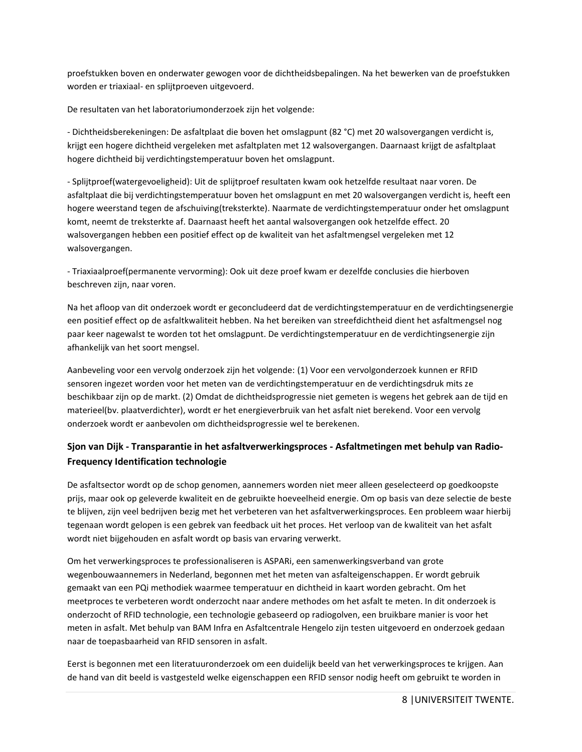proefstukken boven en onderwater gewogen voor de dichtheidsbepalingen. Na het bewerken van de proefstukken worden er triaxiaal- en splijtproeven uitgevoerd.

De resultaten van het laboratoriumonderzoek zijn het volgende:

- Dichtheidsberekeningen: De asfaltplaat die boven het omslagpunt (82 °C) met 20 walsovergangen verdicht is, krijgt een hogere dichtheid vergeleken met asfaltplaten met 12 walsovergangen. Daarnaast krijgt de asfaltplaat hogere dichtheid bij verdichtingstemperatuur boven het omslagpunt.

- Splijtproef(watergevoeligheid): Uit de splijtproef resultaten kwam ook hetzelfde resultaat naar voren. De asfaltplaat die bij verdichtingstemperatuur boven het omslagpunt en met 20 walsovergangen verdicht is, heeft een hogere weerstand tegen de afschuiving(treksterkte). Naarmate de verdichtingstemperatuur onder het omslagpunt komt, neemt de treksterkte af. Daarnaast heeft het aantal walsovergangen ook hetzelfde effect. 20 walsovergangen hebben een positief effect op de kwaliteit van het asfaltmengsel vergeleken met 12 walsovergangen.

- Triaxiaalproef(permanente vervorming): Ook uit deze proef kwam er dezelfde conclusies die hierboven beschreven zijn, naar voren.

Na het afloop van dit onderzoek wordt er geconcludeerd dat de verdichtingstemperatuur en de verdichtingsenergie een positief effect op de asfaltkwaliteit hebben. Na het bereiken van streefdichtheid dient het asfaltmengsel nog paar keer nagewalst te worden tot het omslagpunt. De verdichtingstemperatuur en de verdichtingsenergie zijn afhankelijk van het soort mengsel.

Aanbeveling voor een vervolg onderzoek zijn het volgende: (1) Voor een vervolgonderzoek kunnen er RFID sensoren ingezet worden voor het meten van de verdichtingstemperatuur en de verdichtingsdruk mits ze beschikbaar zijn op de markt. (2) Omdat de dichtheidsprogressie niet gemeten is wegens het gebrek aan de tijd en materieel(bv. plaatverdichter), wordt er het energieverbruik van het asfalt niet berekend. Voor een vervolg onderzoek wordt er aanbevolen om dichtheidsprogressie wel te berekenen.

### Sjon van Dijk - Transparantie in het asfaltverwerkingsproces - Asfaltmetingen met behulp van Radio-Frequency Identification technologie

De asfaltsector wordt op de schop genomen, aannemers worden niet meer alleen geselecteerd op goedkoopste prijs, maar ook op geleverde kwaliteit en de gebruikte hoeveelheid energie. Om op basis van deze selectie de beste te blijven, zijn veel bedrijven bezig met het verbeteren van het asfaltverwerkingsproces. Een probleem waar hierbij tegenaan wordt gelopen is een gebrek van feedback uit het proces. Het verloop van de kwaliteit van het asfalt wordt niet bijgehouden en asfalt wordt op basis van ervaring verwerkt.

Om het verwerkingsproces te professionaliseren is ASPARi, een samenwerkingsverband van grote wegenbouwaannemers in Nederland, begonnen met het meten van asfalteigenschappen. Er wordt gebruik gemaakt van een PQi methodiek waarmee temperatuur en dichtheid in kaart worden gebracht. Om het meetproces te verbeteren wordt onderzocht naar andere methodes om het asfalt te meten. In dit onderzoek is onderzocht of RFID technologie, een technologie gebaseerd op radiogolven, een bruikbare manier is voor het meten in asfalt. Met behulp van BAM Infra en Asfaltcentrale Hengelo zijn testen uitgevoerd en onderzoek gedaan naar de toepasbaarheid van RFID sensoren in asfalt.

Eerst is begonnen met een literatuuronderzoek om een duidelijk beeld van het verwerkingsproces te krijgen. Aan de hand van dit beeld is vastgesteld welke eigenschappen een RFID sensor nodig heeft om gebruikt te worden in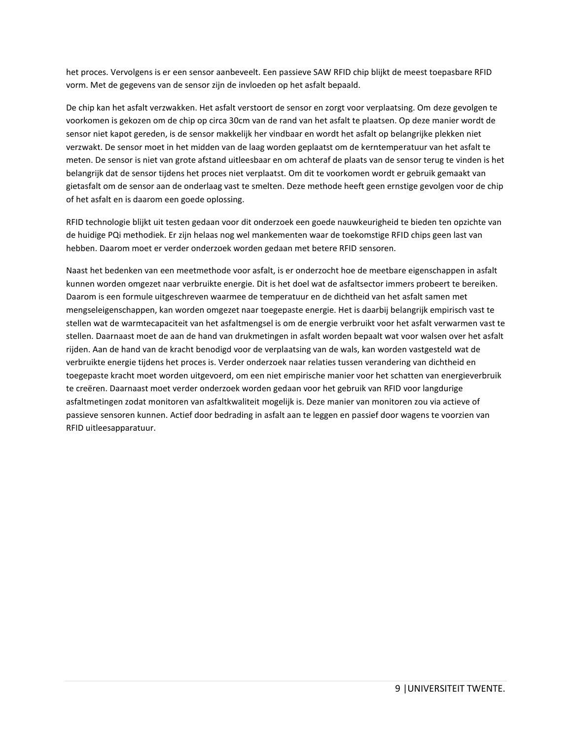het proces. Vervolgens is er een sensor aanbeveelt. Een passieve SAW RFID chip blijkt de meest toepasbare RFID vorm. Met de gegevens van de sensor zijn de invloeden op het asfalt bepaald.

De chip kan het asfalt verzwakken. Het asfalt verstoort de sensor en zorgt voor verplaatsing. Om deze gevolgen te voorkomen is gekozen om de chip op circa 30cm van de rand van het asfalt te plaatsen. Op deze manier wordt de sensor niet kapot gereden, is de sensor makkelijk her vindbaar en wordt het asfalt op belangrijke plekken niet verzwakt. De sensor moet in het midden van de laag worden geplaatst om de kerntemperatuur van het asfalt te meten. De sensor is niet van grote afstand uitleesbaar en om achteraf de plaats van de sensor terug te vinden is het belangrijk dat de sensor tijdens het proces niet verplaatst. Om dit te voorkomen wordt er gebruik gemaakt van gietasfalt om de sensor aan de onderlaag vast te smelten. Deze methode heeft geen ernstige gevolgen voor de chip of het asfalt en is daarom een goede oplossing.

RFID technologie blijkt uit testen gedaan voor dit onderzoek een goede nauwkeurigheid te bieden ten opzichte van de huidige PQi methodiek. Er zijn helaas nog wel mankementen waar de toekomstige RFID chips geen last van hebben. Daarom moet er verder onderzoek worden gedaan met betere RFID sensoren.

Naast het bedenken van een meetmethode voor asfalt, is er onderzocht hoe de meetbare eigenschappen in asfalt kunnen worden omgezet naar verbruikte energie. Dit is het doel wat de asfaltsector immers probeert te bereiken. Daarom is een formule uitgeschreven waarmee de temperatuur en de dichtheid van het asfalt samen met mengseleigenschappen, kan worden omgezet naar toegepaste energie. Het is daarbij belangrijk empirisch vast te stellen wat de warmtecapaciteit van het asfaltmengsel is om de energie verbruikt voor het asfalt verwarmen vast te stellen. Daarnaast moet de aan de hand van drukmetingen in asfalt worden bepaalt wat voor walsen over het asfalt rijden. Aan de hand van de kracht benodigd voor de verplaatsing van de wals, kan worden vastgesteld wat de verbruikte energie tijdens het proces is. Verder onderzoek naar relaties tussen verandering van dichtheid en toegepaste kracht moet worden uitgevoerd, om een niet empirische manier voor het schatten van energieverbruik te creëren. Daarnaast moet verder onderzoek worden gedaan voor het gebruik van RFID voor langdurige asfaltmetingen zodat monitoren van asfaltkwaliteit mogelijk is. Deze manier van monitoren zou via actieve of passieve sensoren kunnen. Actief door bedrading in asfalt aan te leggen en passief door wagens te voorzien van RFID uitleesapparatuur.